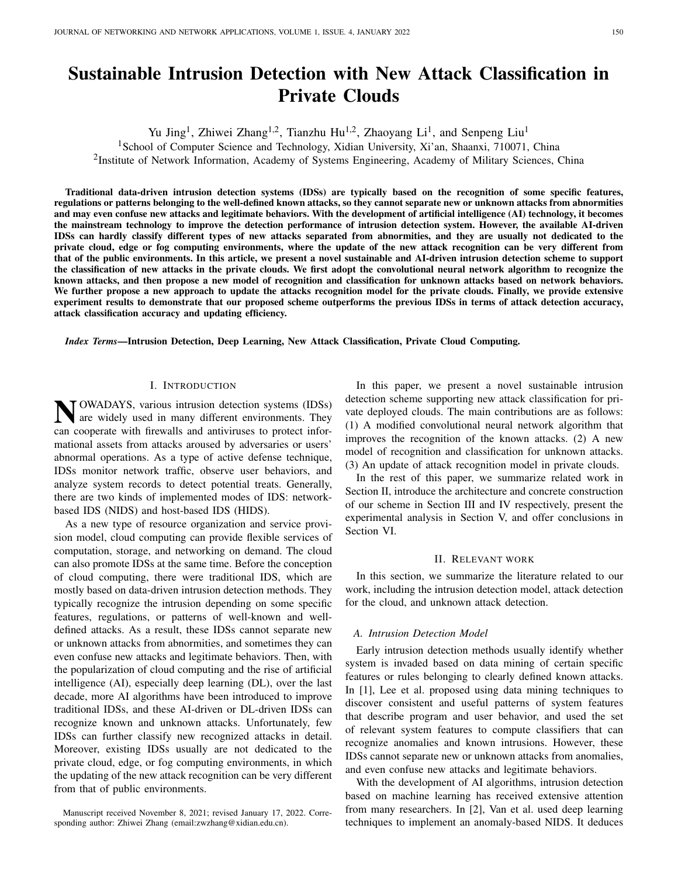# Sustainable Intrusion Detection with New Attack Classification in Private Clouds

Yu Jing[1], Zhiwei Zhang[1,2], Tianzhu Hu[1,2], Zhaoyang Li[1], and Senpeng Liu[1]

[1]School of Computer Science and Technology, Xidian University, Xi'an, Shaanxi, 710071, China

[2]Institute of Network Information, Academy of Systems Engineering, Academy of Military Sciences, China

**Traditional data-driven intrusion detection systems (IDSs) are typically based on the recognition of some specific features, regulations or patterns belonging to the well-defined known attacks, so they cannot separate new or unknown attacks from abnormities and may even confuse new attacks and legitimate behaviors. With the development of artificial intelligence (AI) technology, it becomes the mainstream technology to improve the detection performance of intrusion detection system. However, the available AI-driven IDSs can hardly classify different types of new attacks separated from abnormities, and they are usually not dedicated to the private cloud, edge or fog computing environments, where the update of the new attack recognition can be very different from that of the public environments. In this article, we present a novel sustainable and AI-driven intrusion detection scheme to support the classification of new attacks in the private clouds. We first adopt the convolutional neural network algorithm to recognize the known attacks, and then propose a new model of recognition and classification for unknown attacks based on network behaviors. We further propose a new approach to update the attacks recognition model for the private clouds. Finally, we provide extensive experiment results to demonstrate that our proposed scheme outperforms the previous IDSs in terms of attack detection accuracy, attack classification accuracy and updating efficiency.**

***Index Terms*—Intrusion Detection, Deep Learning, New Attack Classification, Private Cloud Computing.**

## I. Introduction

Nowadays, various intrusion detection systems (IDSs) are widely used in many different environments. They can cooperate with firewalls and antiviruses to protect informational assets from attacks aroused by adversaries or users' abnormal operations. As a type of active defense technique, IDSs monitor network traffic, observe user behaviors, and analyze system records to detect potential treats. Generally, there are two kinds of implemented modes of IDS: network-based IDS (NIDS) and host-based IDS (HIDS).

As a new type of resource organization and service provision model, cloud computing can provide flexible services of computation, storage, and networking on demand. The cloud can also promote IDSs at the same time. Before the conception of cloud computing, there were traditional IDS, which are mostly based on data-driven intrusion detection methods. They typically recognize the intrusion depending on some specific features, regulations, or patterns of well-known and well-defined attacks. As a result, these IDSs cannot separate new or unknown attacks from abnormities, and sometimes they can even confuse new attacks and legitimate behaviors. Then, with the popularization of cloud computing and the rise of artificial intelligence (AI), especially deep learning (DL), over the last decade, more AI algorithms have been introduced to improve traditional IDSs, and these AI-driven or DL-driven IDSs can recognize known and unknown attacks. Unfortunately, few IDSs can further classify new recognized attacks in detail. Moreover, existing IDSs usually are not dedicated to the private cloud, edge, or fog computing environments, in which the updating of the new attack recognition can be very different from that of public environments.

Manuscript received November 8, 2021; revised January 17, 2022. Corresponding author: Zhiwei Zhang (email:zwzhang@xidian.edu.cn).

In this paper, we present a novel sustainable intrusion detection scheme supporting new attack classification for private deployed clouds. The main contributions are as follows: (1) A modified convolutional neural network algorithm that improves the recognition of the known attacks. (2) A new model of recognition and classification for unknown attacks. (3) An update of attack recognition model in private clouds.

In the rest of this paper, we summarize related work in Section II, introduce the architecture and concrete construction of our scheme in Section III and IV respectively, present the experimental analysis in Section V, and offer conclusions in Section VI.

## II. Relevant work

In this section, we summarize the literature related to our work, including the intrusion detection model, attack detection for the cloud, and unknown attack detection.

### A. Intrusion Detection Model

Early intrusion detection methods usually identify whether system is invaded based on data mining of certain specific features or rules belonging to clearly defined known attacks. In [1], Lee et al. proposed using data mining techniques to discover consistent and useful patterns of system features that describe program and user behavior, and used the set of relevant system features to compute classifiers that can recognize anomalies and known intrusions. However, these IDSs cannot separate new or unknown attacks from anomalies, and even confuse new attacks and legitimate behaviors.

With the development of AI algorithms, intrusion detection based on machine learning has received extensive attention from many researchers. In [2], Van et al. used deep learning techniques to implement an anomaly-based NIDS. It deduces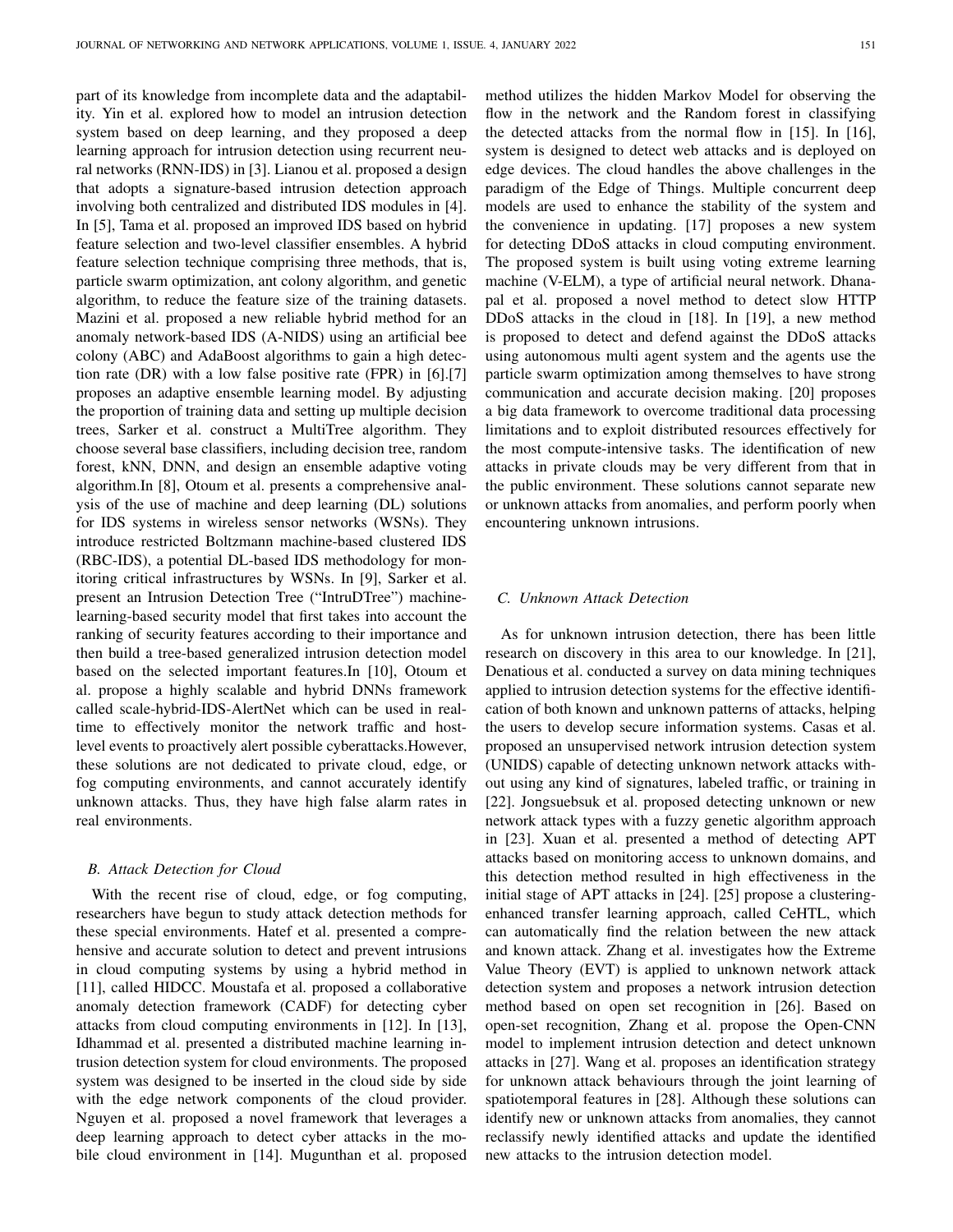part of its knowledge from incomplete data and the adaptability. Yin et al. explored how to model an intrusion detection system based on deep learning, and they proposed a deep learning approach for intrusion detection using recurrent neural networks (RNN-IDS) in [3]. Lianou et al. proposed a design that adopts a signature-based intrusion detection approach involving both centralized and distributed IDS modules in [4]. In [5], Tama et al. proposed an improved IDS based on hybrid feature selection and two-level classifier ensembles. A hybrid feature selection technique comprising three methods, that is, particle swarm optimization, ant colony algorithm, and genetic algorithm, to reduce the feature size of the training datasets. Mazini et al. proposed a new reliable hybrid method for an anomaly network-based IDS (A-NIDS) using an artificial bee colony (ABC) and AdaBoost algorithms to gain a high detection rate (DR) with a low false positive rate (FPR) in [6].[7] proposes an adaptive ensemble learning model. By adjusting the proportion of training data and setting up multiple decision trees, Sarker et al. construct a MultiTree algorithm. They choose several base classifiers, including decision tree, random forest, kNN, DNN, and design an ensemble adaptive voting algorithm.In [8], Otoum et al. presents a comprehensive analysis of the use of machine and deep learning (DL) solutions for IDS systems in wireless sensor networks (WSNs). They introduce restricted Boltzmann machine-based clustered IDS (RBC-IDS), a potential DL-based IDS methodology for monitoring critical infrastructures by WSNs. In [9], Sarker et al. present an Intrusion Detection Tree ("IntruDTree") machine-learning-based security model that first takes into account the ranking of security features according to their importance and then build a tree-based generalized intrusion detection model based on the selected important features.In [10], Otoum et al. propose a highly scalable and hybrid DNNs framework called scale-hybrid-IDS-AlertNet which can be used in real-time to effectively monitor the network traffic and host-level events to proactively alert possible cyberattacks.However, these solutions are not dedicated to private cloud, edge, or fog computing environments, and cannot accurately identify unknown attacks. Thus, they have high false alarm rates in real environments.

### B. Attack Detection for Cloud

With the recent rise of cloud, edge, or fog computing, researchers have begun to study attack detection methods for these special environments. Hatef et al. presented a comprehensive and accurate solution to detect and prevent intrusions in cloud computing systems by using a hybrid method in [11], called HIDCC. Moustafa et al. proposed a collaborative anomaly detection framework (CADF) for detecting cyber attacks from cloud computing environments in [12]. In [13], Idhammad et al. presented a distributed machine learning intrusion detection system for cloud environments. The proposed system was designed to be inserted in the cloud side by side with the edge network components of the cloud provider. Nguyen et al. proposed a novel framework that leverages a deep learning approach to detect cyber attacks in the mobile cloud environment in [14]. Mugunthan et al. proposed method utilizes the hidden Markov Model for observing the flow in the network and the Random forest in classifying the detected attacks from the normal flow in [15]. In [16], system is designed to detect web attacks and is deployed on edge devices. The cloud handles the above challenges in the paradigm of the Edge of Things. Multiple concurrent deep models are used to enhance the stability of the system and the convenience in updating. [17] proposes a new system for detecting DDoS attacks in cloud computing environment. The proposed system is built using voting extreme learning machine (V-ELM), a type of artificial neural network. Dhanapal et al. proposed a novel method to detect slow HTTP DDoS attacks in the cloud in [18]. In [19], a new method is proposed to detect and defend against the DDoS attacks using autonomous multi agent system and the agents use the particle swarm optimization among themselves to have strong communication and accurate decision making. [20] proposes a big data framework to overcome traditional data processing limitations and to exploit distributed resources effectively for the most compute-intensive tasks. The identification of new attacks in private clouds may be very different from that in the public environment. These solutions cannot separate new or unknown attacks from anomalies, and perform poorly when encountering unknown intrusions.

### C. Unknown Attack Detection

As for unknown intrusion detection, there has been little research on discovery in this area to our knowledge. In [21], Denatious et al. conducted a survey on data mining techniques applied to intrusion detection systems for the effective identification of both known and unknown patterns of attacks, helping the users to develop secure information systems. Casas et al. proposed an unsupervised network intrusion detection system (UNIDS) capable of detecting unknown network attacks without using any kind of signatures, labeled traffic, or training in [22]. Jongsuebsuk et al. proposed detecting unknown or new network attack types with a fuzzy genetic algorithm approach in [23]. Xuan et al. presented a method of detecting APT attacks based on monitoring access to unknown domains, and this detection method resulted in high effectiveness in the initial stage of APT attacks in [24]. [25] propose a clustering-enhanced transfer learning approach, called CeHTL, which can automatically find the relation between the new attack and known attack. Zhang et al. investigates how the Extreme Value Theory (EVT) is applied to unknown network attack detection system and proposes a network intrusion detection method based on open set recognition in [26]. Based on open-set recognition, Zhang et al. propose the Open-CNN model to implement intrusion detection and detect unknown attacks in [27]. Wang et al. proposes an identification strategy for unknown attack behaviours through the joint learning of spatiotemporal features in [28]. Although these solutions can identify new or unknown attacks from anomalies, they cannot reclassify newly identified attacks and update the identified new attacks to the intrusion detection model.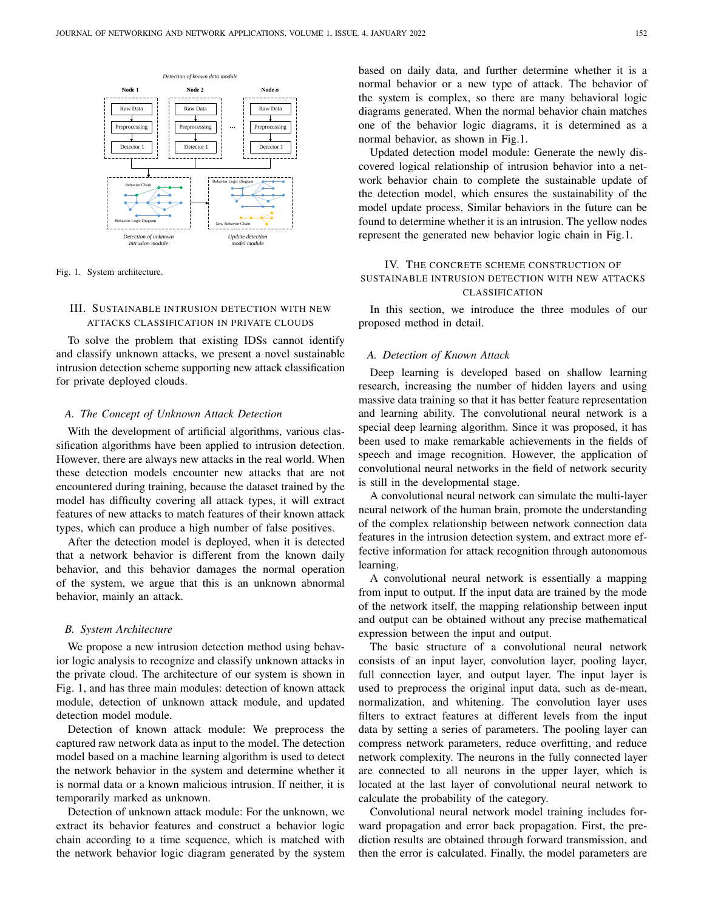Fig. 1. System architecture.

## III. Sustainable Intrusion Detection with New Attacks Classification in Private Clouds

To solve the problem that existing IDSs cannot identify and classify unknown attacks, we present a novel sustainable intrusion detection scheme supporting new attack classification for private deployed clouds.

### *A. The Concept of Unknown Attack Detection*

With the development of artificial algorithms, various classification algorithms have been applied to intrusion detection. However, there are always new attacks in the real world. When these detection models encounter new attacks that are not encountered during training, because the dataset trained by the model has difficulty covering all attack types, it will extract features of new attacks to match features of their known attack types, which can produce a high number of false positives.

After the detection model is deployed, when it is detected that a network behavior is different from the known daily behavior, and this behavior damages the normal operation of the system, we argue that this is an unknown abnormal behavior, mainly an attack.

### *B. System Architecture*

We propose a new intrusion detection method using behavior logic analysis to recognize and classify unknown attacks in the private cloud. The architecture of our system is shown in Fig. 1, and has three main modules: detection of known attack module, detection of unknown attack module, and updated detection model module.

Detection of known attack module: We preprocess the captured raw network data as input to the model. The detection model based on a machine learning algorithm is used to detect the network behavior in the system and determine whether it is normal data or a known malicious intrusion. If neither, it is temporarily marked as unknown.

Detection of unknown attack module: For the unknown, we extract its behavior features and construct a behavior logic chain according to a time sequence, which is matched with the network behavior logic diagram generated by the system based on daily data, and further determine whether it is a normal behavior or a new type of attack. The behavior of the system is complex, so there are many behavioral logic diagrams generated. When the normal behavior chain matches one of the behavior logic diagrams, it is determined as a normal behavior, as shown in Fig.1.

Updated detection model module: Generate the newly discovered logical relationship of intrusion behavior into a network behavior chain to complete the sustainable update of the detection model, which ensures the sustainability of the model update process. Similar behaviors in the future can be found to determine whether it is an intrusion. The yellow nodes represent the generated new behavior logic chain in Fig.1.

## IV. The Concrete Scheme Construction of Sustainable Intrusion Detection with New Attacks Classification

In this section, we introduce the three modules of our proposed method in detail.

### *A. Detection of Known Attack*

Deep learning is developed based on shallow learning research, increasing the number of hidden layers and using massive data training so that it has better feature representation and learning ability. The convolutional neural network is a special deep learning algorithm. Since it was proposed, it has been used to make remarkable achievements in the fields of speech and image recognition. However, the application of convolutional neural networks in the field of network security is still in the developmental stage.

A convolutional neural network can simulate the multi-layer neural network of the human brain, promote the understanding of the complex relationship between network connection data features in the intrusion detection system, and extract more effective information for attack recognition through autonomous learning.

A convolutional neural network is essentially a mapping from input to output. If the input data are trained by the mode of the network itself, the mapping relationship between input and output can be obtained without any precise mathematical expression between the input and output.

The basic structure of a convolutional neural network consists of an input layer, convolution layer, pooling layer, full connection layer, and output layer. The input layer is used to preprocess the original input data, such as de-mean, normalization, and whitening. The convolution layer uses filters to extract features at different levels from the input data by setting a series of parameters. The pooling layer can compress network parameters, reduce overfitting, and reduce network complexity. The neurons in the fully connected layer are connected to all neurons in the upper layer, which is located at the last layer of convolutional neural network to calculate the probability of the category.

Convolutional neural network model training includes forward propagation and error back propagation. First, the prediction results are obtained through forward transmission, and then the error is calculated. Finally, the model parameters are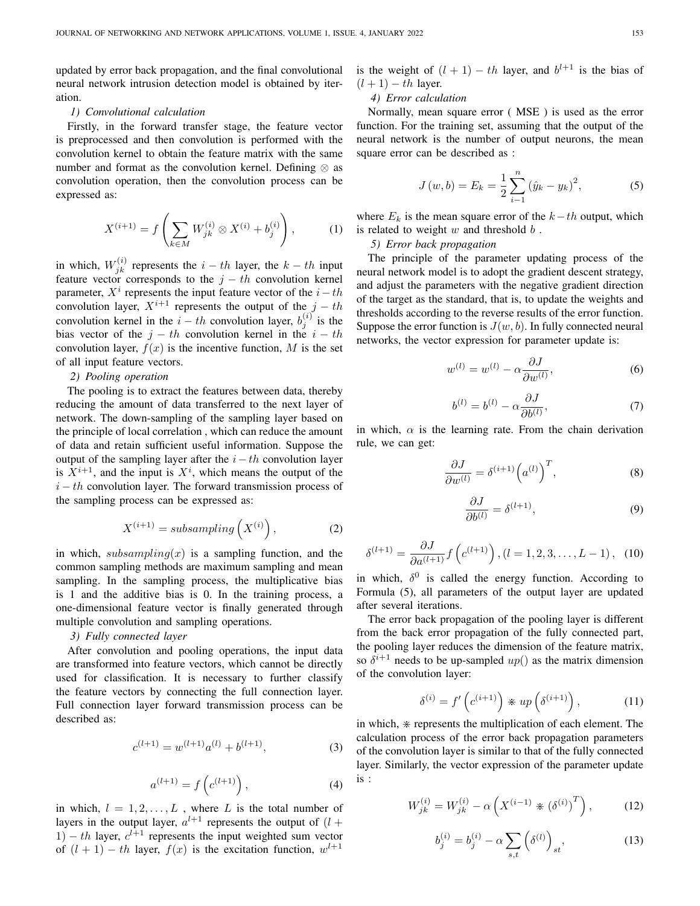updated by error back propagation, and the final convolutional neural network intrusion detection model is obtained by iteration.

*1) Convolutional calculation*

Firstly, in the forward transfer stage, the feature vector is preprocessed and then convolution is performed with the convolution kernel to obtain the feature matrix with the same number and format as the convolution kernel. Defining $\otimes$ as convolution operation, then the convolution process can be expressed as:

$$X^{(i+1)} = f\left(\sum_{k\in M} W_{jk}^{(i)} \otimes X^{(i)} + b_j^{(i)}\right), \tag{1}$$

in which, $W_{jk}^{(i)}$ represents the $i-th$ layer, the $k-th$ input feature vector corresponds to the $j-th$ convolution kernel parameter, $X^i$ represents the input feature vector of the $i-th$ convolution layer, $X^{i+1}$ represents the output of the $j-th$ convolution kernel in the $i-th$ convolution layer, $b_j^{(i)}$ is the bias vector of the $j-th$ convolution kernel in the $i-th$ convolution layer, $f(x)$ is the incentive function, $M$ is the set of all input feature vectors.

*2) Pooling operation*

The pooling is to extract the features between data, thereby reducing the amount of data transferred to the next layer of network. The down-sampling of the sampling layer based on the principle of local correlation , which can reduce the amount of data and retain sufficient useful information. Suppose the output of the sampling layer after the $i-th$ convolution layer is $X^{i+1}$, and the input is $X^i$, which means the output of the $i-th$ convolution layer. The forward transmission process of the sampling process can be expressed as:

$$X^{(i+1)} = subsampling\left(X^{(i)}\right), \tag{2}$$

in which, $subsampling(x)$ is a sampling function, and the common sampling methods are maximum sampling and mean sampling. In the sampling process, the multiplicative bias is 1 and the additive bias is 0. In the training process, a one-dimensional feature vector is finally generated through multiple convolution and sampling operations.

*3) Fully connected layer*

After convolution and pooling operations, the input data are transformed into feature vectors, which cannot be directly used for classification. It is necessary to further classify the feature vectors by connecting the full connection layer. Full connection layer forward transmission process can be described as:

$$c^{(l+1)} = w^{(l+1)} a^{(l)} + b^{(l+1)}, \tag{3}$$

$$a^{(l+1)} = f\left(c^{(l+1)}\right), \tag{4}$$

in which, $l = 1, 2, \ldots, L$ , where $L$ is the total number of layers in the output layer, $a^{l+1}$ represents the output of $(l+1)-th$ layer, $c^{l+1}$ represents the input weighted sum vector of $(l+1)-th$ layer, $f(x)$ is the excitation function, $w^{l+1}$ is the weight of $(l+1)-th$ layer, and $b^{l+1}$ is the bias of $(l+1)-th$ layer.

*4) Error calculation*

Normally, mean square error ( MSE ) is used as the error function. For the training set, assuming that the output of the neural network is the number of output neurons, the mean square error can be described as :

$$J(w, b) = E_k = \frac{1}{2}\sum_{i-1}^{n} \left(\hat{y}_k - y_k\right)^2, \tag{5}$$

where $E_k$ is the mean square error of the $k-th$ output, which is related to weight $w$ and threshold $b$ .

*5) Error back propagation*

The principle of the parameter updating process of the neural network model is to adopt the gradient descent strategy, and adjust the parameters with the negative gradient direction of the target as the standard, that is, to update the weights and thresholds according to the reverse results of the error function. Suppose the error function is $J(w, b)$. In fully connected neural networks, the vector expression for parameter update is:

$$w^{(l)} = w^{(l)} - \alpha \frac{\partial J}{\partial w^{(l)}}, \tag{6}$$

$$b^{(l)} = b^{(l)} - \alpha \frac{\partial J}{\partial b^{(l)}}, \tag{7}$$

in which, $\alpha$ is the learning rate. From the chain derivation rule, we can get:

$$\frac{\partial J}{\partial w^{(l)}} = \delta^{(i+1)} \left(a^{(l)}\right)^T, \tag{8}$$

$$\frac{\partial J}{\partial b^{(l)}} = \delta^{(l+1)}, \tag{9}$$

$$\delta^{(l+1)} = \frac{\partial J}{\partial a^{(l+1)}} f\left(c^{(l+1)}\right), (l = 1, 2, 3, \ldots, L-1), \tag{10}$$

in which, $\delta^0$ is called the energy function. According to Formula (5), all parameters of the output layer are updated after several iterations.

The error back propagation of the pooling layer is different from the back error propagation of the fully connected part, the pooling layer reduces the dimension of the feature matrix, so $\delta^{i+1}$ needs to be up-sampled $up()$ as the matrix dimension of the convolution layer:

$$\delta^{(i)} = f'\left(c^{(i+1)}\right) \circledast up\left(\delta^{(i+1)}\right), \tag{11}$$

in which, $\circledast$ represents the multiplication of each element. The calculation process of the error back propagation parameters of the convolution layer is similar to that of the fully connected layer. Similarly, the vector expression of the parameter update is :

$$W_{jk}^{(i)} = W_{jk}^{(i)} - \alpha \left(X^{(i-1)} \circledast \left(\delta^{(i)}\right)^T\right), \tag{12}$$

$$b_j^{(i)} = b_j^{(i)} - \alpha \sum_{s,t} \left(\delta^{(l)}\right)_{st}, \tag{13}$$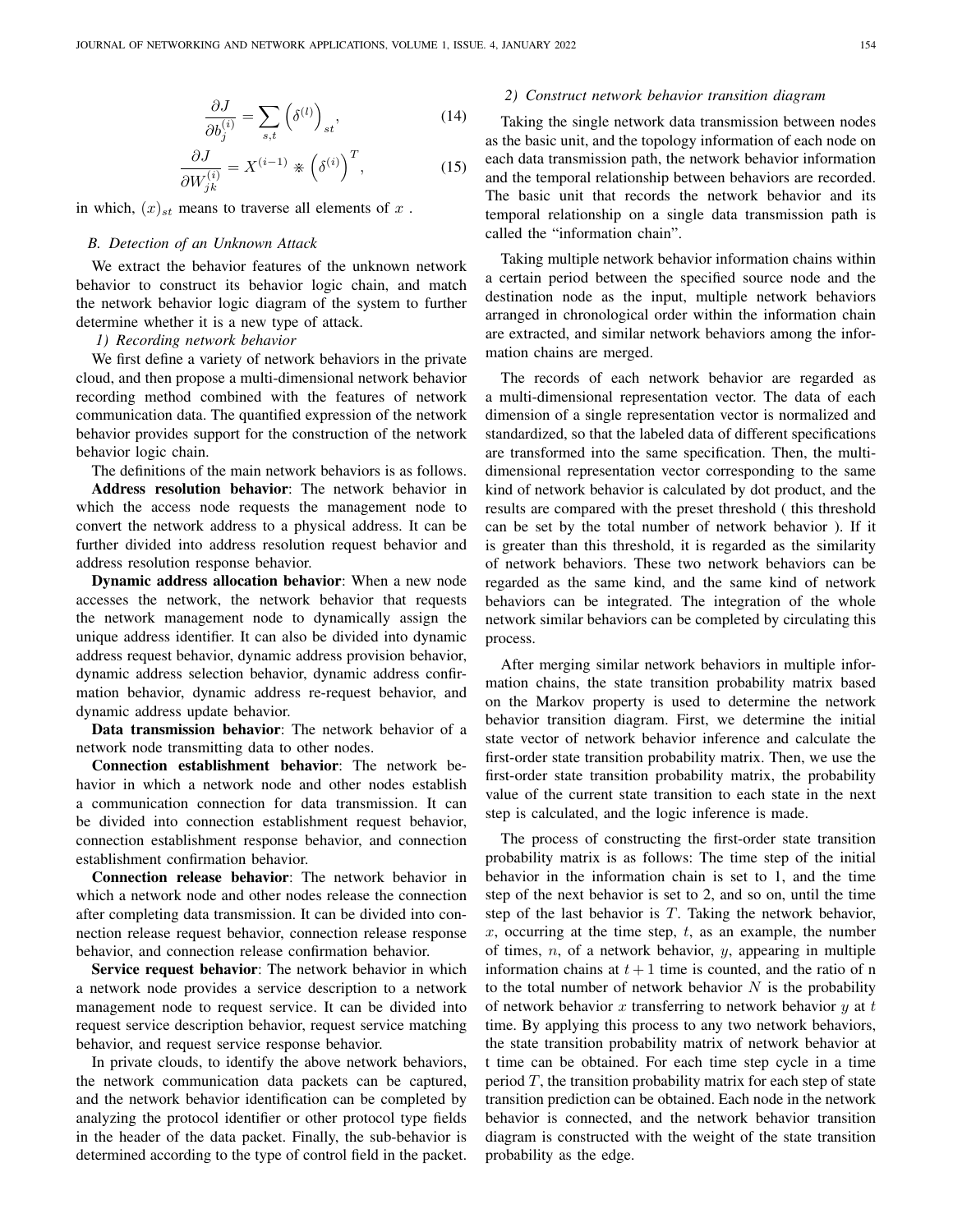$$\frac{\partial J}{\partial b_j^{(i)}} = \sum_{s,t} \left(\delta^{(l)}\right)_{st}, \tag{14}$$

$$\frac{\partial J}{\partial W_{jk}^{(i)}} = X^{(i-1)} \circledast \left(\delta^{(i)}\right)^T, \tag{15}$$

in which, $(x)_{st}$ means to traverse all elements of $x$ .

### B. Detection of an Unknown Attack

We extract the behavior features of the unknown network behavior to construct its behavior logic chain, and match the network behavior logic diagram of the system to further determine whether it is a new type of attack.

#### 1) Recording network behavior

We first define a variety of network behaviors in the private cloud, and then propose a multi-dimensional network behavior recording method combined with the features of network communication data. The quantified expression of the network behavior provides support for the construction of the network behavior logic chain.

The definitions of the main network behaviors is as follows.

**Address resolution behavior**: The network behavior in which the access node requests the management node to convert the network address to a physical address. It can be further divided into address resolution request behavior and address resolution response behavior.

**Dynamic address allocation behavior**: When a new node accesses the network, the network behavior that requests the network management node to dynamically assign the unique address identifier. It can also be divided into dynamic address request behavior, dynamic address provision behavior, dynamic address selection behavior, dynamic address confirmation behavior, dynamic address re-request behavior, and dynamic address update behavior.

**Data transmission behavior**: The network behavior of a network node transmitting data to other nodes.

**Connection establishment behavior**: The network behavior in which a network node and other nodes establish a communication connection for data transmission. It can be divided into connection establishment request behavior, connection establishment response behavior, and connection establishment confirmation behavior.

**Connection release behavior**: The network behavior in which a network node and other nodes release the connection after completing data transmission. It can be divided into connection release request behavior, connection release response behavior, and connection release confirmation behavior.

**Service request behavior**: The network behavior in which a network node provides a service description to a network management node to request service. It can be divided into request service description behavior, request service matching behavior, and request service response behavior.

In private clouds, to identify the above network behaviors, the network communication data packets can be captured, and the network behavior identification can be completed by analyzing the protocol identifier or other protocol type fields in the header of the data packet. Finally, the sub-behavior is determined according to the type of control field in the packet.

#### 2) Construct network behavior transition diagram

Taking the single network data transmission between nodes as the basic unit, and the topology information of each node on each data transmission path, the network behavior information and the temporal relationship between behaviors are recorded. The basic unit that records the network behavior and its temporal relationship on a single data transmission path is called the "information chain".

Taking multiple network behavior information chains within a certain period between the specified source node and the destination node as the input, multiple network behaviors arranged in chronological order within the information chain are extracted, and similar network behaviors among the information chains are merged.

The records of each network behavior are regarded as a multi-dimensional representation vector. The data of each dimension of a single representation vector is normalized and standardized, so that the labeled data of different specifications are transformed into the same specification. Then, the multi-dimensional representation vector corresponding to the same kind of network behavior is calculated by dot product, and the results are compared with the preset threshold ( this threshold can be set by the total number of network behavior ). If it is greater than this threshold, it is regarded as the similarity of network behaviors. These two network behaviors can be regarded as the same kind, and the same kind of network behaviors can be integrated. The integration of the whole network similar behaviors can be completed by circulating this process.

After merging similar network behaviors in multiple information chains, the state transition probability matrix based on the Markov property is used to determine the network behavior transition diagram. First, we determine the initial state vector of network behavior inference and calculate the first-order state transition probability matrix. Then, we use the first-order state transition probability matrix, the probability value of the current state transition to each state in the next step is calculated, and the logic inference is made.

The process of constructing the first-order state transition probability matrix is as follows: The time step of the initial behavior in the information chain is set to 1, and the time step of the next behavior is set to 2, and so on, until the time step of the last behavior is $T$. Taking the network behavior, $x$, occurring at the time step, $t$, as an example, the number of times, $n$, of a network behavior, $y$, appearing in multiple information chains at $t+1$ time is counted, and the ratio of n to the total number of network behavior $N$ is the probability of network behavior $x$ transferring to network behavior $y$ at $t$ time. By applying this process to any two network behaviors, the state transition probability matrix of network behavior at t time can be obtained. For each time step cycle in a time period $T$, the transition probability matrix for each step of state transition prediction can be obtained. Each node in the network behavior is connected, and the network behavior transition diagram is constructed with the weight of the state transition probability as the edge.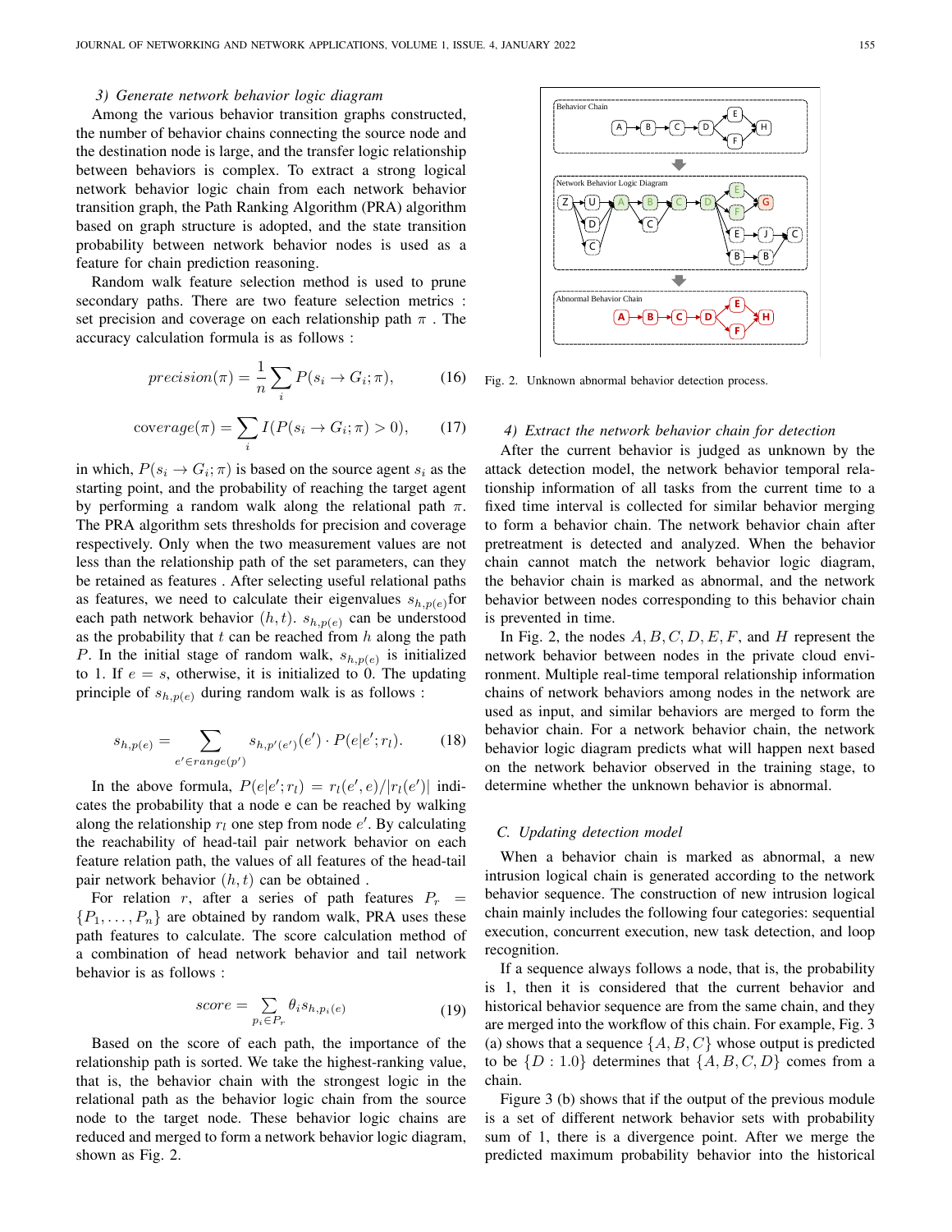*3) Generate network behavior logic diagram*

Among the various behavior transition graphs constructed, the number of behavior chains connecting the source node and the destination node is large, and the transfer logic relationship between behaviors is complex. To extract a strong logical network behavior logic chain from each network behavior transition graph, the Path Ranking Algorithm (PRA) algorithm based on graph structure is adopted, and the state transition probability between network behavior nodes is used as a feature for chain prediction reasoning.

Random walk feature selection method is used to prune secondary paths. There are two feature selection metrics : set precision and coverage on each relationship path $\pi$ . The accuracy calculation formula is as follows :

$$precision(\pi) = \frac{1}{n}\sum_{i} P(s_i \to G_i; \pi), \tag{16}$$

$$\text{coverage}(\pi) = \sum_{i} I(P(s_i \to G_i; \pi) > 0), \tag{17}$$

in which, $P(s_i \to G_i; \pi)$ is based on the source agent $s_i$ as the starting point, and the probability of reaching the target agent by performing a random walk along the relational path $\pi$. The PRA algorithm sets thresholds for precision and coverage respectively. Only when the two measurement values are not less than the relationship path of the set parameters, can they be retained as features . After selecting useful relational paths as features, we need to calculate their eigenvalues $s_{h,p(e)}$for each path network behavior $(h, t)$. $s_{h,p(e)}$ can be understood as the probability that $t$ can be reached from $h$ along the path $P$. In the initial stage of random walk, $s_{h,p(e)}$ is initialized to 1. If $e = s$, otherwise, it is initialized to 0. The updating principle of $s_{h,p(e)}$ during random walk is as follows :

$$s_{h,p(e)} = \sum_{e' \in range(p')} s_{h,p'(e')}(e') \cdot P(e|e'; r_l). \tag{18}$$

In the above formula, $P(e|e'; r_l) = r_l(e', e)/|r_l(e')|$ indicates the probability that a node e can be reached by walking along the relationship $r_l$ one step from node $e'$. By calculating the reachability of head-tail pair network behavior on each feature relation path, the values of all features of the head-tail pair network behavior $(h, t)$ can be obtained .

For relation $r$, after a series of path features $P_r = \{P_1, \ldots, P_n\}$ are obtained by random walk, PRA uses these path features to calculate. The score calculation method of a combination of head network behavior and tail network behavior is as follows :

$$score = \sum_{p_i \in P_r} \theta_i s_{h,p_i(e)} \tag{19}$$

Based on the score of each path, the importance of the relationship path is sorted. We take the highest-ranking value, that is, the behavior chain with the strongest logic in the relational path as the behavior logic chain from the source node to the target node. These behavior logic chains are reduced and merged to form a network behavior logic diagram, shown as Fig. 2.

Fig. 2. Unknown abnormal behavior detection process.

*4) Extract the network behavior chain for detection*

After the current behavior is judged as unknown by the attack detection model, the network behavior temporal relationship information of all tasks from the current time to a fixed time interval is collected for similar behavior merging to form a behavior chain. The network behavior chain after pretreatment is detected and analyzed. When the behavior chain cannot match the network behavior logic diagram, the behavior chain is marked as abnormal, and the network behavior between nodes corresponding to this behavior chain is prevented in time.

In Fig. 2, the nodes $A, B, C, D, E, F$, and $H$ represent the network behavior between nodes in the private cloud environment. Multiple real-time temporal relationship information chains of network behaviors among nodes in the network are used as input, and similar behaviors are merged to form the behavior chain. For a network behavior chain, the network behavior logic diagram predicts what will happen next based on the network behavior observed in the training stage, to determine whether the unknown behavior is abnormal.

## C. Updating detection model

When a behavior chain is marked as abnormal, a new intrusion logical chain is generated according to the network behavior sequence. The construction of new intrusion logical chain mainly includes the following four categories: sequential execution, concurrent execution, new task detection, and loop recognition.

If a sequence always follows a node, that is, the probability is 1, then it is considered that the current behavior and historical behavior sequence are from the same chain, and they are merged into the workflow of this chain. For example, Fig. 3 (a) shows that a sequence $\{A, B, C\}$ whose output is predicted to be $\{D : 1.0\}$ determines that $\{A, B, C, D\}$ comes from a chain.

Figure 3 (b) shows that if the output of the previous module is a set of different network behavior sets with probability sum of 1, there is a divergence point. After we merge the predicted maximum probability behavior into the historical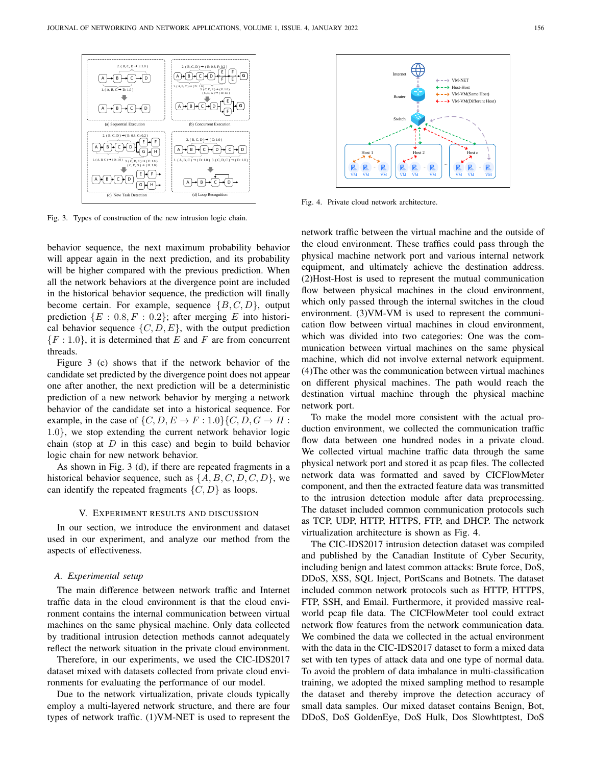Fig. 3. Types of construction of the new intrusion logic chain.

Fig. 4. Private cloud network architecture.

behavior sequence, the next maximum probability behavior will appear again in the next prediction, and its probability will be higher compared with the previous prediction. When all the network behaviors at the divergence point are included in the historical behavior sequence, the prediction will finally become certain. For example, sequence $\{B, C, D\}$, output prediction $\{E : 0.8, F : 0.2\}$; after merging $E$ into historical behavior sequence $\{C, D, E\}$, with the output prediction $\{F : 1.0\}$, it is determined that $E$ and $F$ are from concurrent threads.

Figure 3 (c) shows that if the network behavior of the candidate set predicted by the divergence point does not appear one after another, the next prediction will be a deterministic prediction of a new network behavior by merging a network behavior of the candidate set into a historical sequence. For example, in the case of $\{C, D, E \rightarrow F : 1.0\}\{C, D, G \rightarrow H : 1.0\}$, we stop extending the current network behavior logic chain (stop at $D$ in this case) and begin to build behavior logic chain for new network behavior.

As shown in Fig. 3 (d), if there are repeated fragments in a historical behavior sequence, such as $\{A, B, C, D, C, D\}$, we can identify the repeated fragments $\{C, D\}$ as loops.

## V. Experiment Results and Discussion

In our section, we introduce the environment and dataset used in our experiment, and analyze our method from the aspects of effectiveness.

### A. Experimental setup

The main difference between network traffic and Internet traffic data in the cloud environment is that the cloud environment contains the internal communication between virtual machines on the same physical machine. Only data collected by traditional intrusion detection methods cannot adequately reflect the network situation in the private cloud environment.

Therefore, in our experiments, we used the CIC-IDS2017 dataset mixed with datasets collected from private cloud environments for evaluating the performance of our model.

Due to the network virtualization, private clouds typically employ a multi-layered network structure, and there are four types of network traffic. (1)VM-NET is used to represent the network traffic between the virtual machine and the outside of the cloud environment. These traffics could pass through the physical machine network port and various internal network equipment, and ultimately achieve the destination address. (2)Host-Host is used to represent the mutual communication flow between physical machines in the cloud environment, which only passed through the internal switches in the cloud environment. (3)VM-VM is used to represent the communication flow between virtual machines in cloud environment, which was divided into two categories: One was the communication between virtual machines on the same physical machine, which did not involve external network equipment. (4)The other was the communication between virtual machines on different physical machines. The path would reach the destination virtual machine through the physical machine network port.

To make the model more consistent with the actual production environment, we collected the communication traffic flow data between one hundred nodes in a private cloud. We collected virtual machine traffic data through the same physical network port and stored it as pcap files. The collected network data was formatted and saved by CICFlowMeter component, and then the extracted feature data was transmitted to the intrusion detection module after data preprocessing. The dataset included common communication protocols such as TCP, UDP, HTTP, HTTPS, FTP, and DHCP. The network virtualization architecture is shown as Fig. 4.

The CIC-IDS2017 intrusion detection dataset was compiled and published by the Canadian Institute of Cyber Security, including benign and latest common attacks: Brute force, DoS, DDoS, XSS, SQL Inject, PortScans and Botnets. The dataset included common network protocols such as HTTP, HTTPS, FTP, SSH, and Email. Furthermore, it provided massive real-world pcap file data. The CICFlowMeter tool could extract network flow features from the network communication data. We combined the data we collected in the actual environment with the data in the CIC-IDS2017 dataset to form a mixed data set with ten types of attack data and one type of normal data. To avoid the problem of data imbalance in multi-classification training, we adopted the mixed sampling method to resample the dataset and thereby improve the detection accuracy of small data samples. Our mixed dataset contains Benign, Bot, DDoS, DoS GoldenEye, DoS Hulk, Dos Slowhttptest, DoS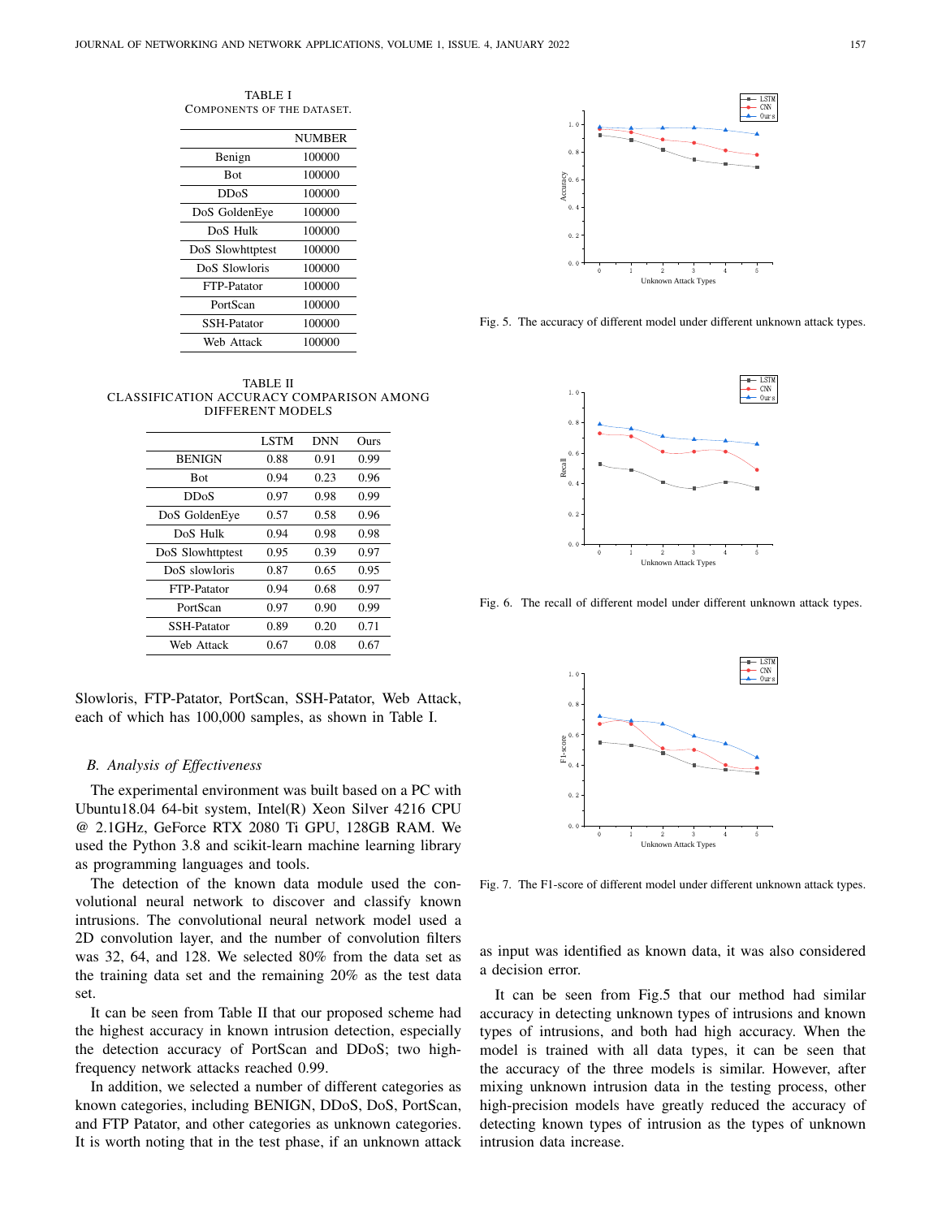TABLE I
COMPONENTS OF THE DATASET.

| | NUMBER |
|---|---|
| Benign | 100000 |
| Bot | 100000 |
| DDoS | 100000 |
| DoS GoldenEye | 100000 |
| DoS Hulk | 100000 |
| DoS Slowhttptest | 100000 |
| DoS Slowloris | 100000 |
| FTP-Patator | 100000 |
| PortScan | 100000 |
| SSH-Patator | 100000 |
| Web Attack | 100000 |

TABLE II
CLASSIFICATION ACCURACY COMPARISON AMONG DIFFERENT MODELS

| | LSTM | DNN | Ours |
|---|---|---|---|
| BENIGN | 0.88 | 0.91 | 0.99 |
| Bot | 0.94 | 0.23 | 0.96 |
| DDoS | 0.97 | 0.98 | 0.99 |
| DoS GoldenEye | 0.57 | 0.58 | 0.96 |
| DoS Hulk | 0.94 | 0.98 | 0.98 |
| DoS Slowhttptest | 0.95 | 0.39 | 0.97 |
| DoS slowloris | 0.87 | 0.65 | 0.95 |
| FTP-Patator | 0.94 | 0.68 | 0.97 |
| PortScan | 0.97 | 0.90 | 0.99 |
| SSH-Patator | 0.89 | 0.20 | 0.71 |
| Web Attack | 0.67 | 0.08 | 0.67 |

Slowloris, FTP-Patator, PortScan, SSH-Patator, Web Attack, each of which has 100,000 samples, as shown in Table I.

### B. Analysis of Effectiveness

The experimental environment was built based on a PC with Ubuntu18.04 64-bit system, Intel(R) Xeon Silver 4216 CPU @ 2.1GHz, GeForce RTX 2080 Ti GPU, 128GB RAM. We used the Python 3.8 and scikit-learn machine learning library as programming languages and tools.

The detection of the known data module used the convolutional neural network to discover and classify known intrusions. The convolutional neural network model used a 2D convolution layer, and the number of convolution filters was 32, 64, and 128. We selected 80% from the data set as the training data set and the remaining 20% as the test data set.

It can be seen from Table II that our proposed scheme had the highest accuracy in known intrusion detection, especially the detection accuracy of PortScan and DDoS; two high-frequency network attacks reached 0.99.

In addition, we selected a number of different categories as known categories, including BENIGN, DDoS, DoS, PortScan, and FTP Patator, and other categories as unknown categories. It is worth noting that in the test phase, if an unknown attack as input was identified as known data, it was also considered a decision error.

Fig. 5. The accuracy of different model under different unknown attack types.

Fig. 6. The recall of different model under different unknown attack types.

Fig. 7. The F1-score of different model under different unknown attack types.

It can be seen from Fig.5 that our method had similar accuracy in detecting unknown types of intrusions and known types of intrusions, and both had high accuracy. When the model is trained with all data types, it can be seen that the accuracy of the three models is similar. However, after mixing unknown intrusion data in the testing process, other high-precision models have greatly reduced the accuracy of detecting known types of intrusion as the types of unknown intrusion data increase.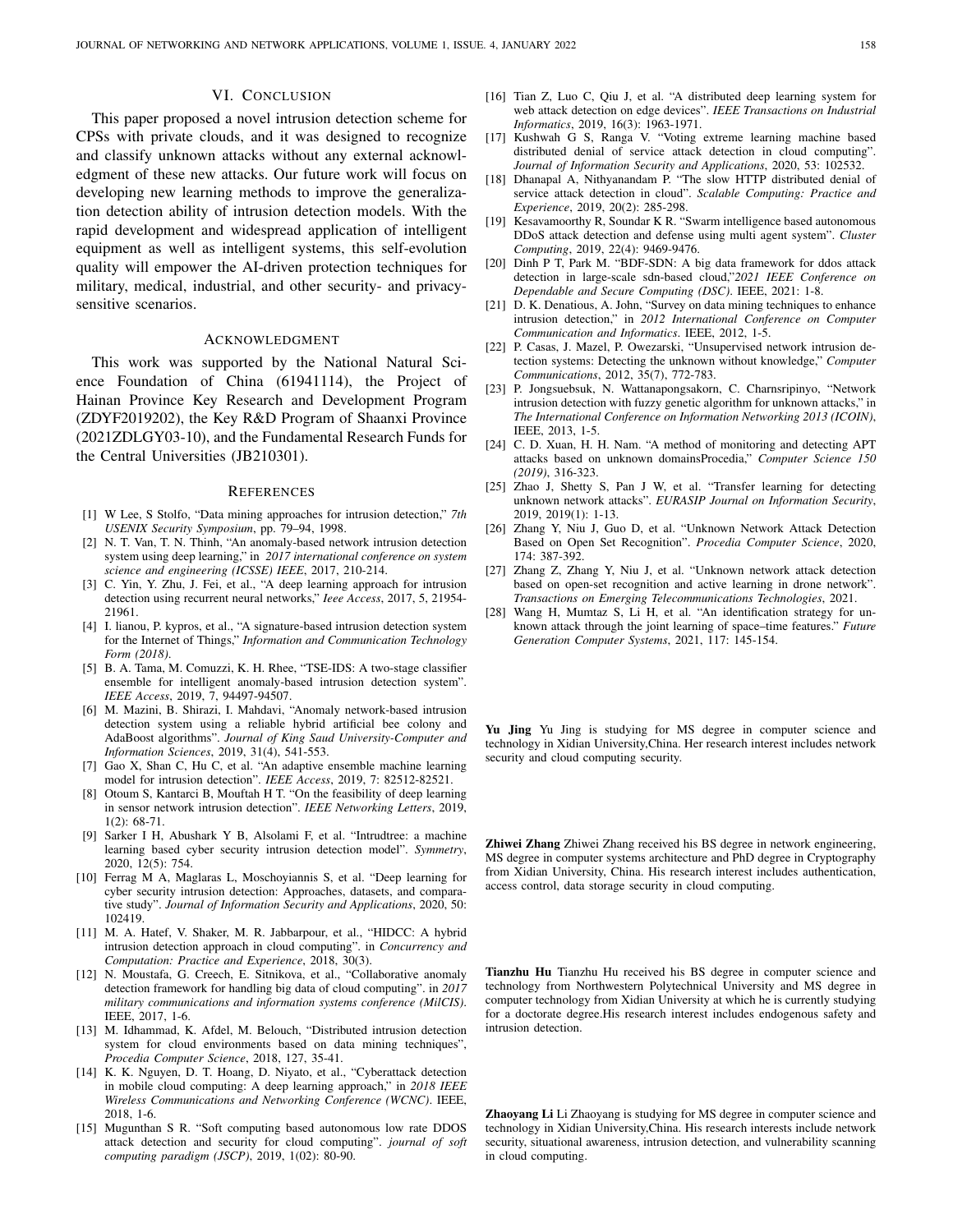## VI. Conclusion

This paper proposed a novel intrusion detection scheme for CPSs with private clouds, and it was designed to recognize and classify unknown attacks without any external acknowledgment of these new attacks. Our future work will focus on developing new learning methods to improve the generalization detection ability of intrusion detection models. With the rapid development and widespread application of intelligent equipment as well as intelligent systems, this self-evolution quality will empower the AI-driven protection techniques for military, medical, industrial, and other security- and privacy-sensitive scenarios.

## Acknowledgment

This work was supported by the National Natural Science Foundation of China (61941114), the Project of Hainan Province Key Research and Development Program (ZDYF2019202), the Key R&D Program of Shaanxi Province (2021ZDLGY03-10), and the Fundamental Research Funds for the Central Universities (JB210301).

## References

[1] W Lee, S Stolfo, "Data mining approaches for intrusion detection," *7th USENIX Security Symposium*, pp. 79–94, 1998.

[2] N. T. Van, T. N. Thinh, "An anomaly-based network intrusion detection system using deep learning," in *2017 international conference on system science and engineering (ICSSE) IEEE*, 2017, 210-214.

[3] C. Yin, Y. Zhu, J. Fei, et al., "A deep learning approach for intrusion detection using recurrent neural networks," *Ieee Access*, 2017, 5, 21954-21961.

[4] I. lianou, P. kypros, et al., "A signature-based intrusion detection system for the Internet of Things," *Information and Communication Technology Form (2018)*.

[5] B. A. Tama, M. Comuzzi, K. H. Rhee, "TSE-IDS: A two-stage classifier ensemble for intelligent anomaly-based intrusion detection system". *IEEE Access*, 2019, 7, 94497-94507.

[6] M. Mazini, B. Shirazi, I. Mahdavi, "Anomaly network-based intrusion detection system using a reliable hybrid artificial bee colony and AdaBoost algorithms". *Journal of King Saud University-Computer and Information Sciences*, 2019, 31(4), 541-553.

[7] Gao X, Shan C, Hu C, et al. "An adaptive ensemble machine learning model for intrusion detection". *IEEE Access*, 2019, 7: 82512-82521.

[8] Otoum S, Kantarci B, Mouftah H T. "On the feasibility of deep learning in sensor network intrusion detection". *IEEE Networking Letters*, 2019, 1(2): 68-71.

[9] Sarker I H, Abushark Y B, Alsolami F, et al. "Intrudtree: a machine learning based cyber security intrusion detection model". *Symmetry*, 2020, 12(5): 754.

[10] Ferrag M A, Maglaras L, Moschoyiannis S, et al. "Deep learning for cyber security intrusion detection: Approaches, datasets, and comparative study". *Journal of Information Security and Applications*, 2020, 50: 102419.

[11] M. A. Hatef, V. Shaker, M. R. Jabbarpour, et al., "HIDCC: A hybrid intrusion detection approach in cloud computing". in *Concurrency and Computation: Practice and Experience*, 2018, 30(3).

[12] N. Moustafa, G. Creech, E. Sitnikova, et al., "Collaborative anomaly detection framework for handling big data of cloud computing". in *2017 military communications and information systems conference (MilCIS)*. IEEE, 2017, 1-6.

[13] M. Idhammad, K. Afdel, M. Belouch, "Distributed intrusion detection system for cloud environments based on data mining techniques", *Procedia Computer Science*, 2018, 127, 35-41.

[14] K. K. Nguyen, D. T. Hoang, D. Niyato, et al., "Cyberattack detection in mobile cloud computing: A deep learning approach," in *2018 IEEE Wireless Communications and Networking Conference (WCNC)*. IEEE, 2018, 1-6.

[15] Mugunthan S R. "Soft computing based autonomous low rate DDOS attack detection and security for cloud computing". *journal of soft computing paradigm (JSCP)*, 2019, 1(02): 80-90.

[16] Tian Z, Luo C, Qiu J, et al. "A distributed deep learning system for web attack detection on edge devices". *IEEE Transactions on Industrial Informatics*, 2019, 16(3): 1963-1971.

[17] Kushwah G S, Ranga V. "Voting extreme learning machine based distributed denial of service attack detection in cloud computing". *Journal of Information Security and Applications*, 2020, 53: 102532.

[18] Dhanapal A, Nithyanandam P. "The slow HTTP distributed denial of service attack detection in cloud". *Scalable Computing: Practice and Experience*, 2019, 20(2): 285-298.

[19] Kesavamoorthy R, Soundar K R. "Swarm intelligence based autonomous DDoS attack detection and defense using multi agent system". *Cluster Computing*, 2019, 22(4): 9469-9476.

[20] Dinh P T, Park M. "BDF-SDN: A big data framework for ddos attack detection in large-scale sdn-based cloud,"*2021 IEEE Conference on Dependable and Secure Computing (DSC)*. IEEE, 2021: 1-8.

[21] D. K. Denatious, A. John, "Survey on data mining techniques to enhance intrusion detection," in *2012 International Conference on Computer Communication and Informatics*. IEEE, 2012, 1-5.

[22] P. Casas, J. Mazel, P. Owezarski, "Unsupervised network intrusion detection systems: Detecting the unknown without knowledge," *Computer Communications*, 2012, 35(7), 772-783.

[23] P. Jongsuebsuk, N. Wattanapongsakorn, C. Charnsripinyo, "Network intrusion detection with fuzzy genetic algorithm for unknown attacks," in *The International Conference on Information Networking 2013 (ICOIN)*, IEEE, 2013, 1-5.

[24] C. D. Xuan, H. H. Nam. "A method of monitoring and detecting APT attacks based on unknown domainsProcedia," *Computer Science 150 (2019)*, 316-323.

[25] Zhao J, Shetty S, Pan J W, et al. "Transfer learning for detecting unknown network attacks". *EURASIP Journal on Information Security*, 2019, 2019(1): 1-13.

[26] Zhang Y, Niu J, Guo D, et al. "Unknown Network Attack Detection Based on Open Set Recognition". *Procedia Computer Science*, 2020, 174: 387-392.

[27] Zhang Z, Zhang Y, Niu J, et al. "Unknown network attack detection based on open-set recognition and active learning in drone network". *Transactions on Emerging Telecommunications Technologies*, 2021.

[28] Wang H, Mumtaz S, Li H, et al. "An identification strategy for unknown attack through the joint learning of space–time features." *Future Generation Computer Systems*, 2021, 117: 145-154.

**Yu Jing** Yu Jing is studying for MS degree in computer science and technology in Xidian University,China. Her research interest includes network security and cloud computing security.

**Zhiwei Zhang** Zhiwei Zhang received his BS degree in network engineering, MS degree in computer systems architecture and PhD degree in Cryptography from Xidian University, China. His research interest includes authentication, access control, data storage security in cloud computing.

**Tianzhu Hu** Tianzhu Hu received his BS degree in computer science and technology from Northwestern Polytechnical University and MS degree in computer technology from Xidian University at which he is currently studying for a doctorate degree.His research interest includes endogenous safety and intrusion detection.

**Zhaoyang Li** Li Zhaoyang is studying for MS degree in computer science and technology in Xidian University,China. His research interests include network security, situational awareness, intrusion detection, and vulnerability scanning in cloud computing.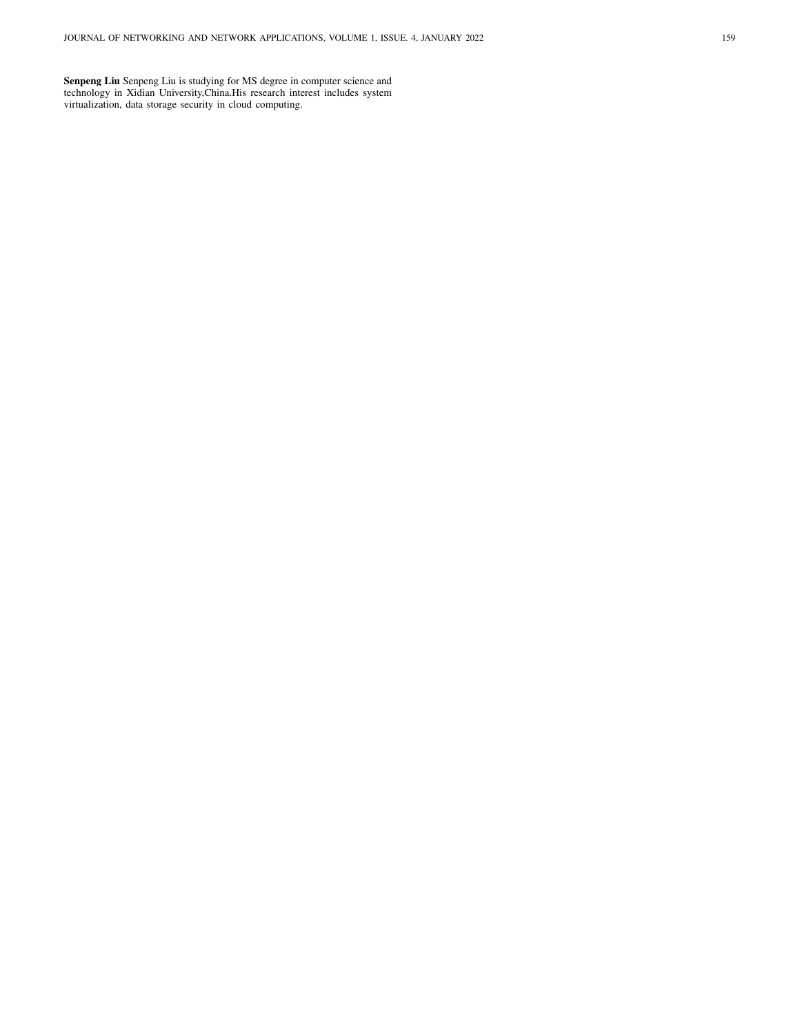**Senpeng Liu** Senpeng Liu is studying for MS degree in computer science and technology in Xidian University,China.His research interest includes system virtualization, data storage security in cloud computing.